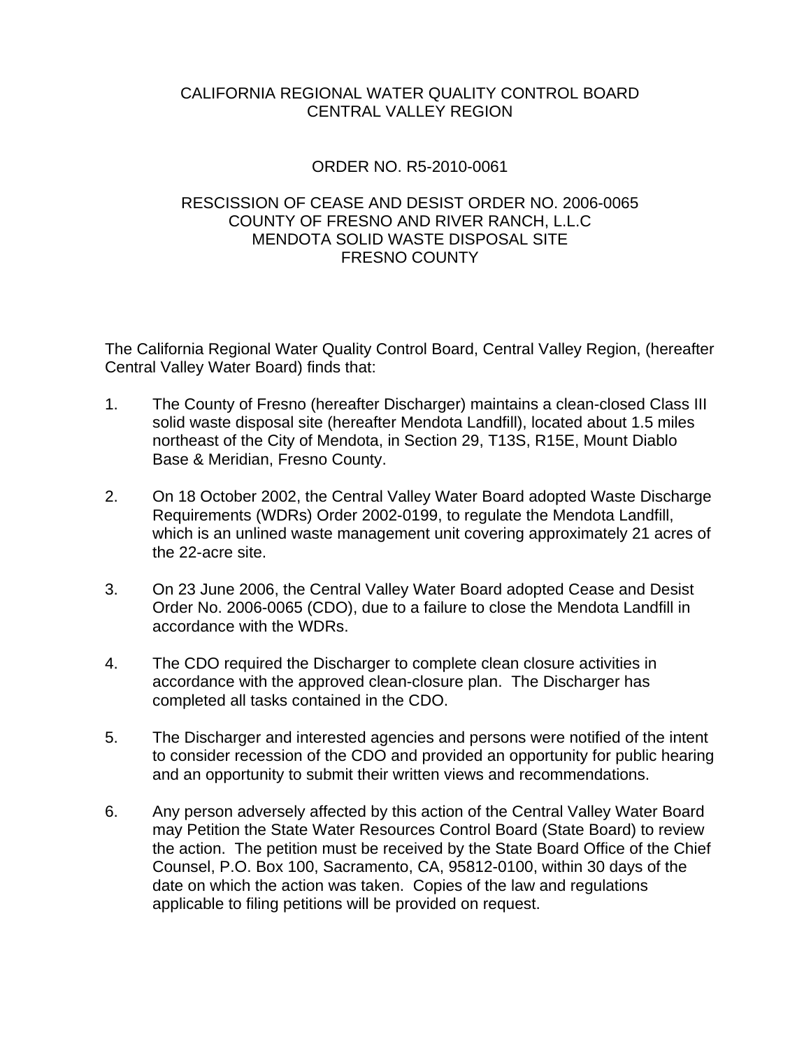CALIFORNIA REGIONAL WATER QUALITY CONTROL BOARD
CENTRAL VALLEY REGION

ORDER NO. R5-2010-0061

RESCISSION OF CEASE AND DESIST ORDER NO. 2006-0065
COUNTY OF FRESNO AND RIVER RANCH, L.L.C
MENDOTA SOLID WASTE DISPOSAL SITE
FRESNO COUNTY

The California Regional Water Quality Control Board, Central Valley Region, (hereafter Central Valley Water Board) finds that:

1. The County of Fresno (hereafter Discharger) maintains a clean-closed Class III solid waste disposal site (hereafter Mendota Landfill), located about 1.5 miles northeast of the City of Mendota, in Section 29, T13S, R15E, Mount Diablo Base & Meridian, Fresno County.

2. On 18 October 2002, the Central Valley Water Board adopted Waste Discharge Requirements (WDRs) Order 2002-0199, to regulate the Mendota Landfill, which is an unlined waste management unit covering approximately 21 acres of the 22-acre site.

3. On 23 June 2006, the Central Valley Water Board adopted Cease and Desist Order No. 2006-0065 (CDO), due to a failure to close the Mendota Landfill in accordance with the WDRs.

4. The CDO required the Discharger to complete clean closure activities in accordance with the approved clean-closure plan. The Discharger has completed all tasks contained in the CDO.

5. The Discharger and interested agencies and persons were notified of the intent to consider recession of the CDO and provided an opportunity for public hearing and an opportunity to submit their written views and recommendations.

6. Any person adversely affected by this action of the Central Valley Water Board may Petition the State Water Resources Control Board (State Board) to review the action. The petition must be received by the State Board Office of the Chief Counsel, P.O. Box 100, Sacramento, CA, 95812-0100, within 30 days of the date on which the action was taken. Copies of the law and regulations applicable to filing petitions will be provided on request.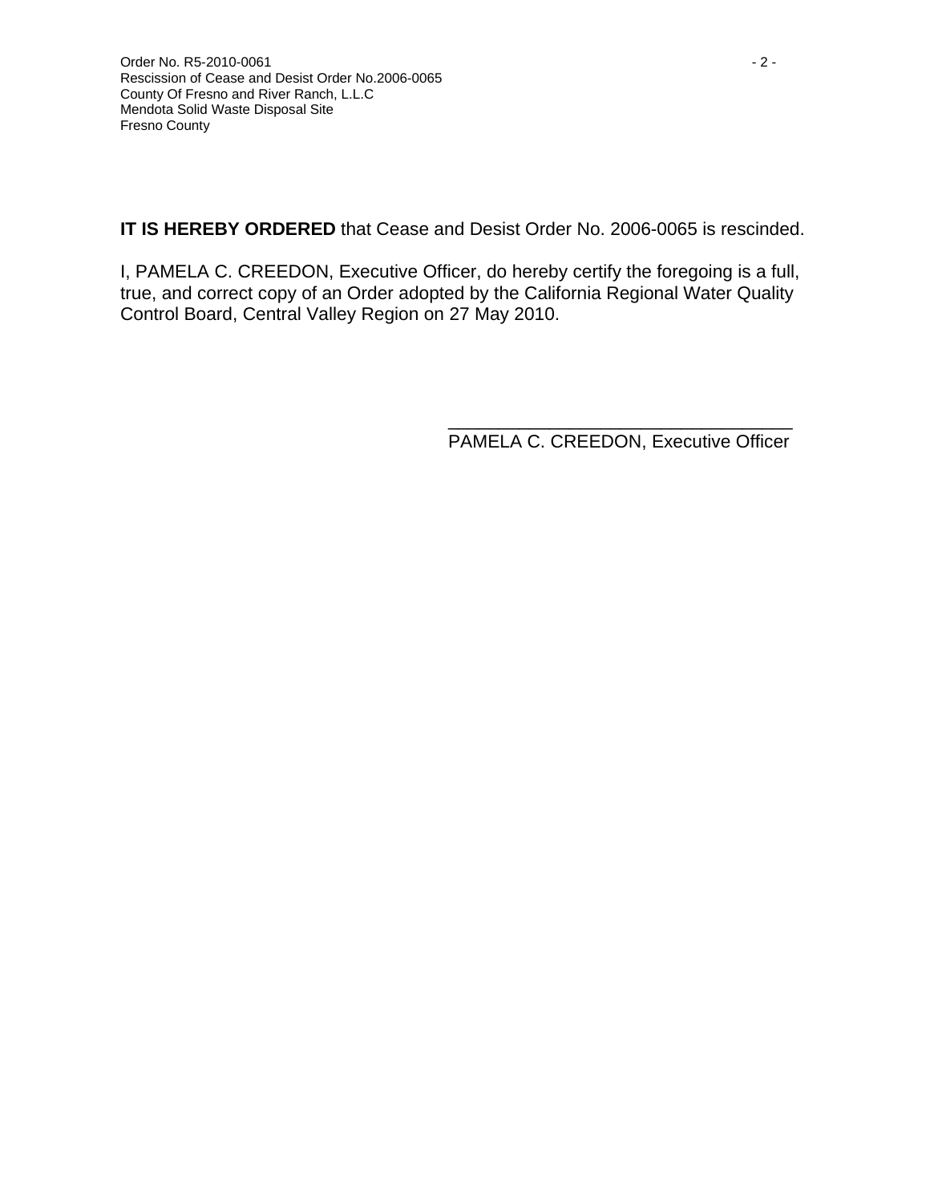**IT IS HEREBY ORDERED** that Cease and Desist Order No. 2006-0065 is rescinded.

I, PAMELA C. CREEDON, Executive Officer, do hereby certify the foregoing is a full, true, and correct copy of an Order adopted by the California Regional Water Quality Control Board, Central Valley Region on 27 May 2010.

\_\_\_\_\_\_\_\_\_\_\_\_\_\_\_\_\_\_\_\_\_\_\_\_\_\_\_\_\_\_\_\_\_\_

PAMELA C. CREEDON, Executive Officer